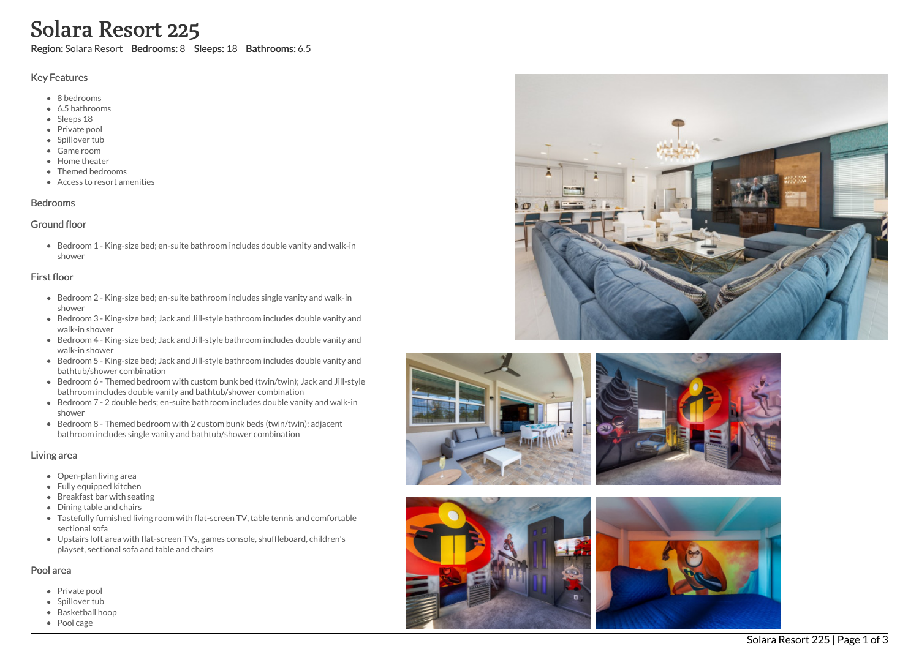# Solara Resort 225

**Region:** Solara Resort **Bedrooms:** 8 **Sleeps:** 18 **Bathrooms:** 6.5

## Key Features

- 8 bedrooms
- 6.5 bathrooms
- Sleeps 18
- Private pool
- Spillover tub
- Game room
- Home theater
- Themed bedrooms
- Access to resort amenities

## Bedrooms

### Ground floor

- Bedroom 1 - King-size bed; en-suite bathroom includes double vanity and walk-in shower

### First floor

- Bedroom 2 - King-size bed; en-suite bathroom includes single vanity and walk-in shower
- Bedroom 3 - King-size bed; Jack and Jill-style bathroom includes double vanity and walk-in shower
- Bedroom 4 - King-size bed; Jack and Jill-style bathroom includes double vanity and walk-in shower
- Bedroom 5 - King-size bed; Jack and Jill-style bathroom includes double vanity and bathtub/shower combination
- Bedroom 6 - Themed bedroom with custom bunk bed (twin/twin); Jack and Jill-style bathroom includes double vanity and bathtub/shower combination
- Bedroom 7 - 2 double beds; en-suite bathroom includes double vanity and walk-in shower
- Bedroom 8 - Themed bedroom with 2 custom bunk beds (twin/twin); adjacent bathroom includes single vanity and bathtub/shower combination

## Living area

- Open-plan living area
- Fully equipped kitchen
- Breakfast bar with seating
- Dining table and chairs
- Tastefully furnished living room with flat-screen TV, table tennis and comfortable sectional sofa
- Upstairs loft area with flat-screen TVs, games console, shuffleboard, children's playset, sectional sofa and table and chairs

## Pool area

- Private pool
- Spillover tub
- Basketball hoop
- Pool cage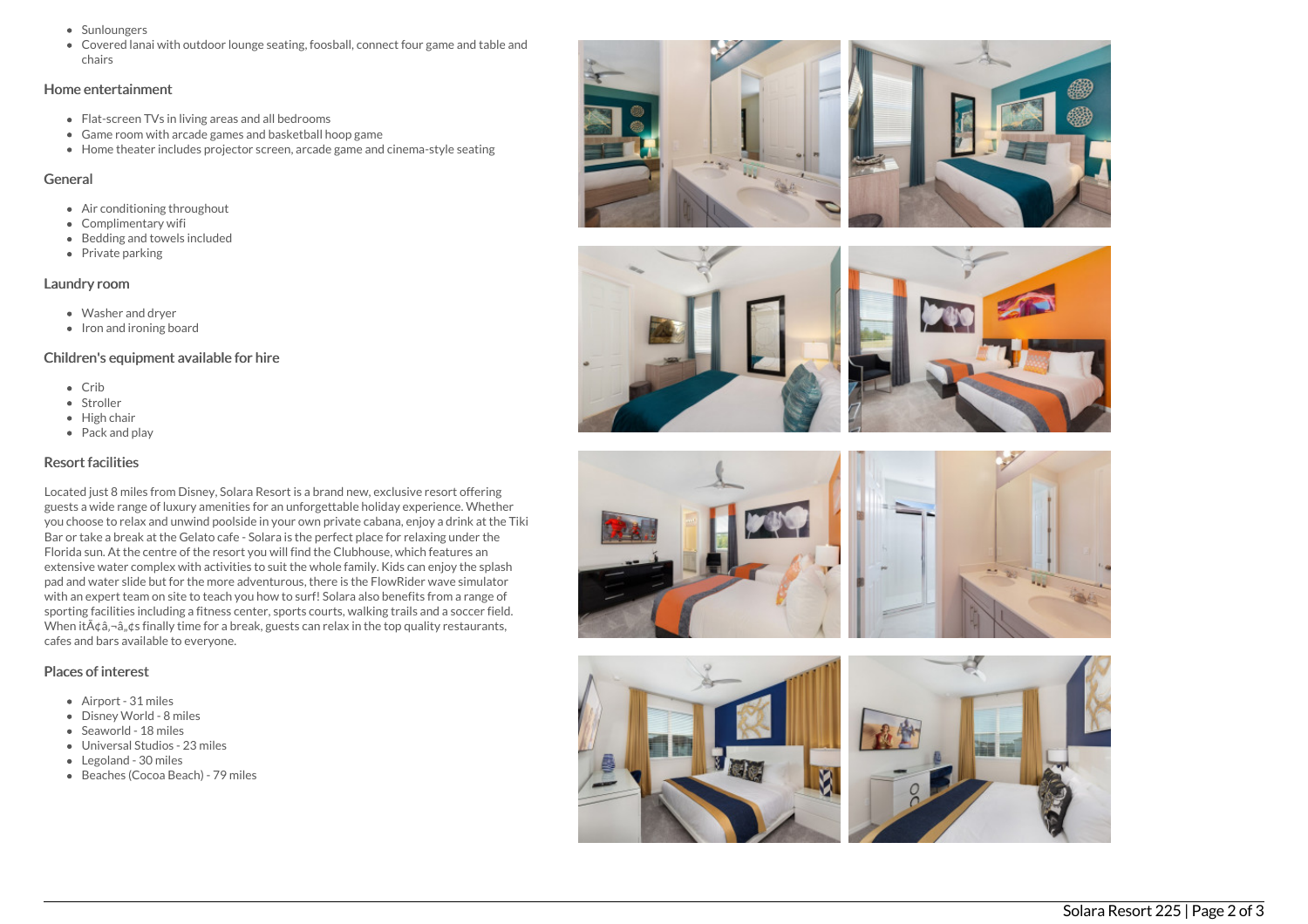- Sunloungers
- Covered lanai with outdoor lounge seating, foosball, connect four game and table and chairs

## Home entertainment

- Flat-screen TVs in living areas and all bedrooms
- Game room with arcade games and basketball hoop game
- Home theater includes projector screen, arcade game and cinema-style seating

## General

- Air conditioning throughout
- Complimentary wifi
- Bedding and towels included
- Private parking

## Laundry room

- Washer and dryer
- Iron and ironing board

## Children's equipment available for hire

- Crib
- Stroller
- High chair
- Pack and play

## Resort facilities

Located just 8 miles from Disney, Solara Resort is a brand new, exclusive resort offering guests a wide range of luxury amenities for an unforgettable holiday experience. Whether you choose to relax and unwind poolside in your own private cabana, enjoy a drink at the Tiki Bar or take a break at the Gelato cafe - Solara is the perfect place for relaxing under the Florida sun. At the centre of the resort you will find the Clubhouse, which features an extensive water complex with activities to suit the whole family. Kids can enjoy the splash pad and water slide but for the more adventurous, there is the FlowRider wave simulator with an expert team on site to teach you how to surf! Solara also benefits from a range of sporting facilities including a fitness center, sports courts, walking trails and a soccer field. When itÃ¢â‚¬â„¢s finally time for a break, guests can relax in the top quality restaurants, cafes and bars available to everyone.

## Places of interest

- Airport - 31 miles
- Disney World - 8 miles
- Seaworld - 18 miles
- Universal Studios - 23 miles
- Legoland - 30 miles
- Beaches (Cocoa Beach) - 79 miles